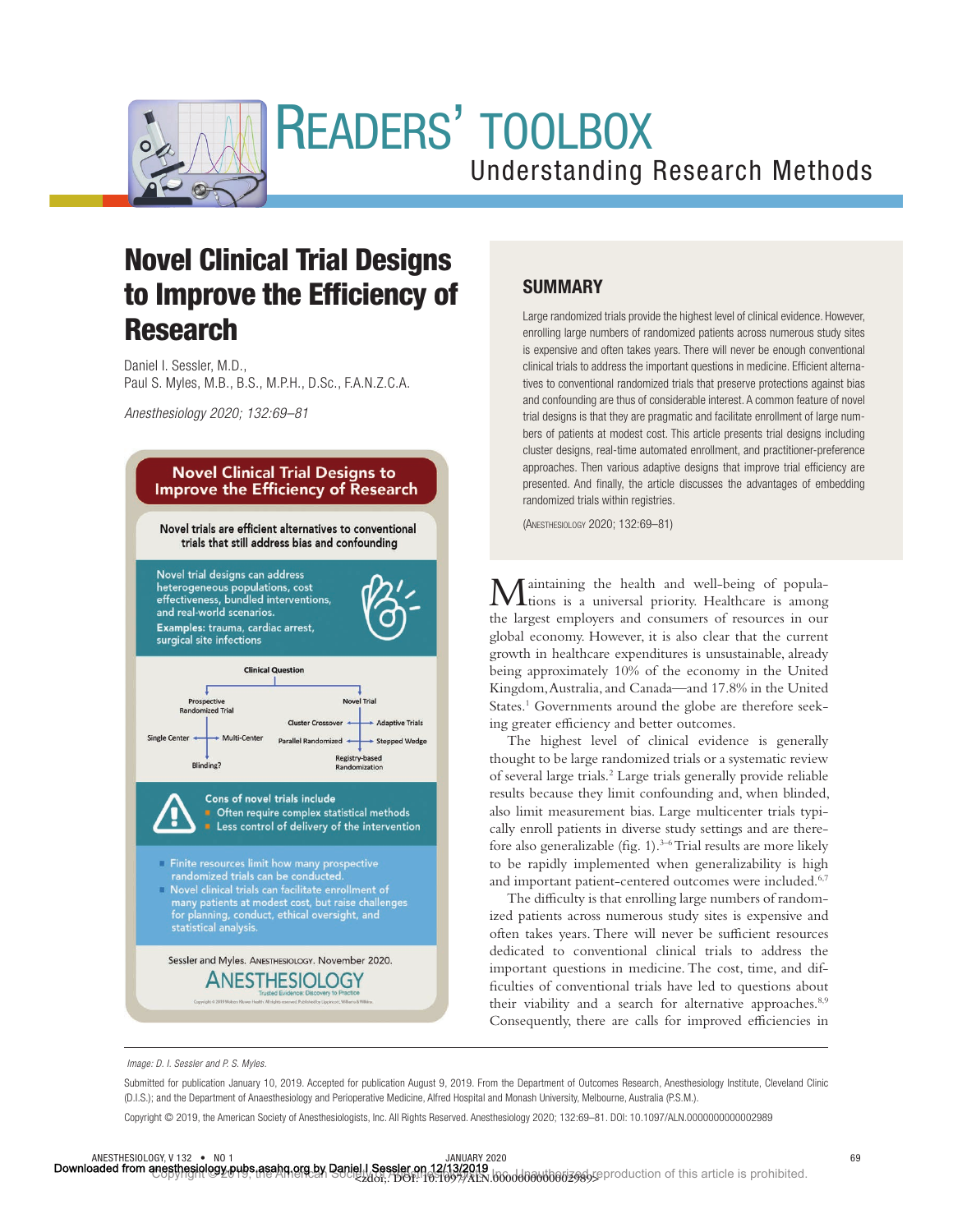# Novel Clinical Trial Designs to Improve the Efficiency of Research

Daniel I. Sessler, M.D.,
Paul S. Myles, M.B., B.S., M.P.H., D.Sc., F.A.N.Z.C.A.

*Anesthesiology 2020; 132:69–81*

**Novel Clinical Trial Designs to Improve the Efficiency of Research**

Novel trials are efficient alternatives to conventional trials that still address bias and confounding

Novel trial designs can address heterogeneous populations, cost effectiveness, bundled interventions, and real-world scenarios.

Examples: trauma, cardiac arrest, surgical site infections

Clinical Question
- Prospective Randomized Trial
  - Single Center
  - Multi-Center
  - Blinding?
- Novel Trial
  - Cluster Crossover
  - Adaptive Trials
  - Parallel Randomized
  - Stepped Wedge
  - Registry-based Randomization

Cons of novel trials include
- Often require complex statistical methods
- Less control of delivery of the intervention

- Finite resources limit how many prospective randomized trials can be conducted.
- Novel clinical trials can facilitate enrollment of many patients at modest cost, but raise challenges for planning, conduct, ethical oversight, and statistical analysis.

Sessler and Myles. Anesthesiology. November 2020.

## SUMMARY

Large randomized trials provide the highest level of clinical evidence. However, enrolling large numbers of randomized patients across numerous study sites is expensive and often takes years. There will never be enough conventional clinical trials to address the important questions in medicine. Efficient alternatives to conventional randomized trials that preserve protections against bias and confounding are thus of considerable interest. A common feature of novel trial designs is that they are pragmatic and facilitate enrollment of large numbers of patients at modest cost. This article presents trial designs including cluster designs, real-time automated enrollment, and practitioner-preference approaches. Then various adaptive designs that improve trial efficiency are presented. And finally, the article discusses the advantages of embedding randomized trials within registries.

(Anesthesiology 2020; 132:69–81)

Maintaining the health and well-being of populations is a universal priority. Healthcare is among the largest employers and consumers of resources in our global economy. However, it is also clear that the current growth in healthcare expenditures is unsustainable, already being approximately 10% of the economy in the United Kingdom, Australia, and Canada—and 17.8% in the United States.[1] Governments around the globe are therefore seeking greater efficiency and better outcomes.

The highest level of clinical evidence is generally thought to be large randomized trials or a systematic review of several large trials.[2] Large trials generally provide reliable results because they limit confounding and, when blinded, also limit measurement bias. Large multicenter trials typically enroll patients in diverse study settings and are therefore also generalizable (fig. 1).[3–6] Trial results are more likely to be rapidly implemented when generalizability is high and important patient-centered outcomes were included.[6,7]

The difficulty is that enrolling large numbers of randomized patients across numerous study sites is expensive and often takes years. There will never be sufficient resources dedicated to conventional clinical trials to address the important questions in medicine. The cost, time, and difficulties of conventional trials have led to questions about their viability and a search for alternative approaches.[8,9] Consequently, there are calls for improved efficiencies in

*Image: D. I. Sessler and P. S. Myles.*

Submitted for publication January 10, 2019. Accepted for publication August 9, 2019. From the Department of Outcomes Research, Anesthesiology Institute, Cleveland Clinic (D.I.S.); and the Department of Anaesthesiology and Perioperative Medicine, Alfred Hospital and Monash University, Melbourne, Australia (P.S.M.).

Copyright © 2019, the American Society of Anesthesiologists, Inc. All Rights Reserved. Anesthesiology 2020; 132:69–81. DOI: 10.1097/ALN.0000000000002989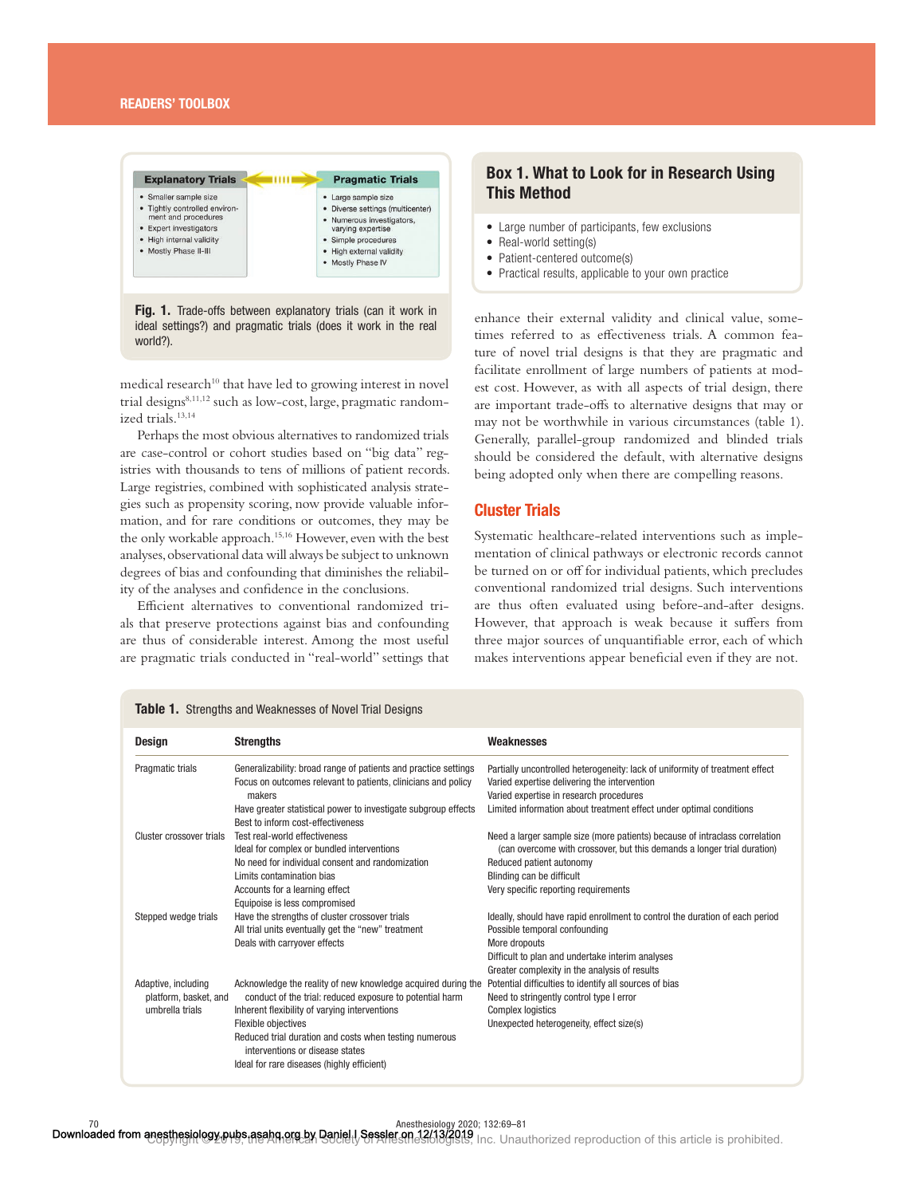| Explanatory Trials | Pragmatic Trials |
|---|---|
| • Smaller sample size<br>• Tightly controlled environment and procedures<br>• Expert investigators<br>• High internal validity<br>• Mostly Phase II–III | • Large sample size<br>• Diverse settings (multicenter)<br>• Numerous investigators, varying expertise<br>• Simple procedures<br>• High external validity<br>• Mostly Phase IV |

**Fig. 1.** Trade-offs between explanatory trials (can it work in ideal settings?) and pragmatic trials (does it work in the real world?).

medical research[10] that have led to growing interest in novel trial designs[8,11,12] such as low-cost, large, pragmatic randomized trials.[13,14]

Perhaps the most obvious alternatives to randomized trials are case-control or cohort studies based on "big data" registries with thousands to tens of millions of patient records. Large registries, combined with sophisticated analysis strategies such as propensity scoring, now provide valuable information, and for rare conditions or outcomes, they may be the only workable approach.[15,16] However, even with the best analyses, observational data will always be subject to unknown degrees of bias and confounding that diminishes the reliability of the analyses and confidence in the conclusions.

Efficient alternatives to conventional randomized trials that preserve protections against bias and confounding are thus of considerable interest. Among the most useful are pragmatic trials conducted in "real-world" settings that enhance their external validity and clinical value, sometimes referred to as effectiveness trials. A common feature of novel trial designs is that they are pragmatic and facilitate enrollment of large numbers of patients at modest cost. However, as with all aspects of trial design, there are important trade-offs to alternative designs that may or may not be worthwhile in various circumstances (table 1). Generally, parallel-group randomized and blinded trials should be considered the default, with alternative designs being adopted only when there are compelling reasons.

### Box 1. What to Look for in Research Using This Method

- Large number of participants, few exclusions
- Real-world setting(s)
- Patient-centered outcome(s)
- Practical results, applicable to your own practice

## Cluster Trials

Systematic healthcare-related interventions such as implementation of clinical pathways or electronic records cannot be turned on or off for individual patients, which precludes conventional randomized trial designs. Such interventions are thus often evaluated using before-and-after designs. However, that approach is weak because it suffers from three major sources of unquantifiable error, each of which makes interventions appear beneficial even if they are not.

**Table 1.** Strengths and Weaknesses of Novel Trial Designs

| Design | Strengths | Weaknesses |
|---|---|---|
| Pragmatic trials | Generalizability: broad range of patients and practice settings<br>Focus on outcomes relevant to patients, clinicians and policy makers<br>Have greater statistical power to investigate subgroup effects<br>Best to inform cost-effectiveness | Partially uncontrolled heterogeneity: lack of uniformity of treatment effect<br>Varied expertise delivering the intervention<br>Varied expertise in research procedures<br>Limited information about treatment effect under optimal conditions |
| Cluster crossover trials | Test real-world effectiveness<br>Ideal for complex or bundled interventions<br>No need for individual consent and randomization<br>Limits contamination bias<br>Accounts for a learning effect<br>Equipoise is less compromised | Need a larger sample size (more patients) because of intraclass correlation (can overcome with crossover, but this demands a longer trial duration)<br>Reduced patient autonomy<br>Blinding can be difficult<br>Very specific reporting requirements |
| Stepped wedge trials | Have the strengths of cluster crossover trials<br>All trial units eventually get the "new" treatment<br>Deals with carryover effects | Ideally, should have rapid enrollment to control the duration of each period<br>Possible temporal confounding<br>More dropouts<br>Difficult to plan and undertake interim analyses<br>Greater complexity in the analysis of results |
| Adaptive, including platform, basket, and umbrella trials | Acknowledge the reality of new knowledge acquired during the conduct of the trial: reduced exposure to potential harm<br>Inherent flexibility of varying interventions<br>Flexible objectives<br>Reduced trial duration and costs when testing numerous interventions or disease states<br>Ideal for rare diseases (highly efficient) | Potential difficulties to identify all sources of bias<br>Need to stringently control type I error<br>Complex logistics<br>Unexpected heterogeneity, effect size(s) |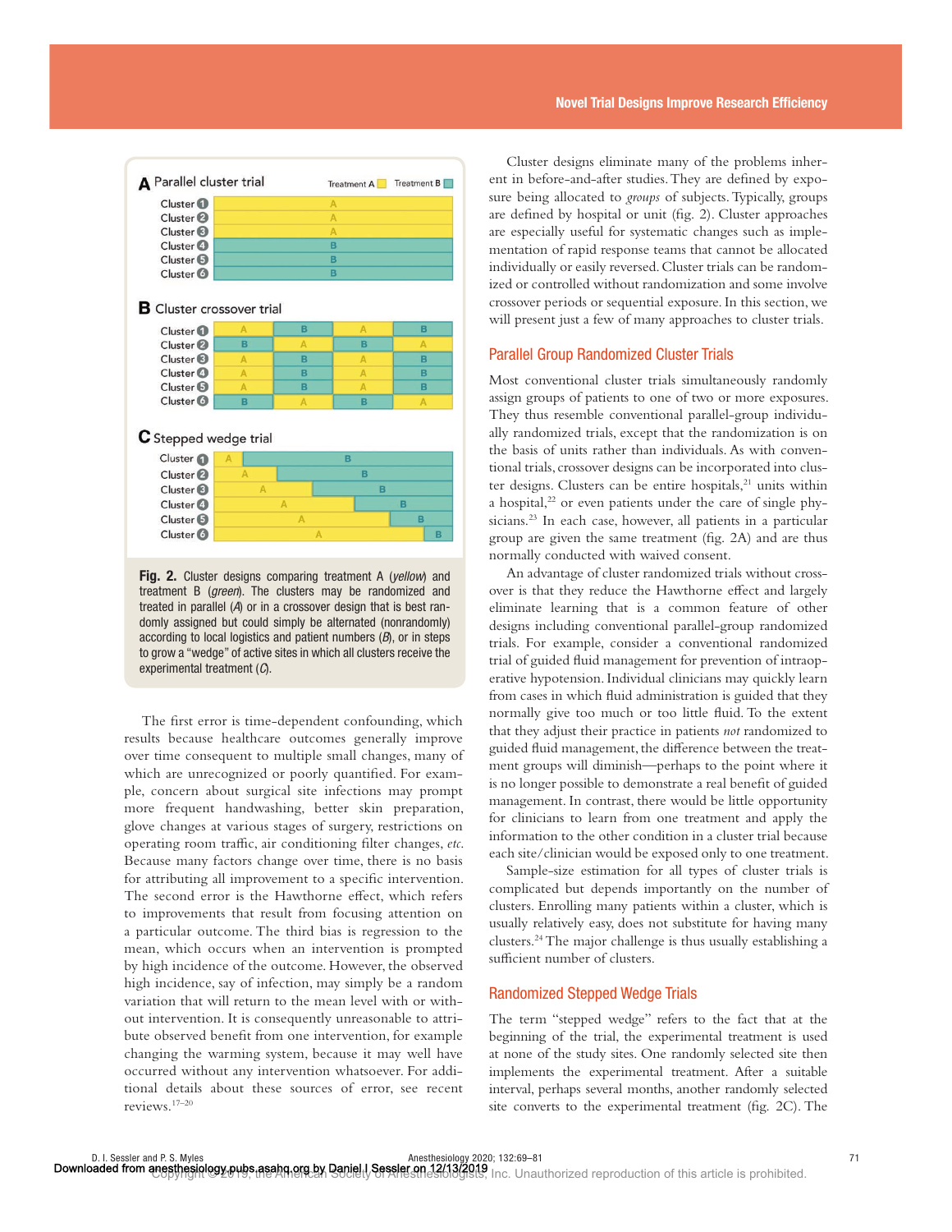Fig. 2. Cluster designs comparing treatment A (*yellow*) and treatment B (*green*). The clusters may be randomized and treated in parallel (*A*) or in a crossover design that is best randomly assigned but could simply be alternated (nonrandomly) according to local logistics and patient numbers (*B*), or in steps to grow a "wedge" of active sites in which all clusters receive the experimental treatment (*C*).

The first error is time-dependent confounding, which results because healthcare outcomes generally improve over time consequent to multiple small changes, many of which are unrecognized or poorly quantified. For example, concern about surgical site infections may prompt more frequent handwashing, better skin preparation, glove changes at various stages of surgery, restrictions on operating room traffic, air conditioning filter changes, *etc.* Because many factors change over time, there is no basis for attributing all improvement to a specific intervention. The second error is the Hawthorne effect, which refers to improvements that result from focusing attention on a particular outcome. The third bias is regression to the mean, which occurs when an intervention is prompted by high incidence of the outcome. However, the observed high incidence, say of infection, may simply be a random variation that will return to the mean level with or without intervention. It is consequently unreasonable to attribute observed benefit from one intervention, for example changing the warming system, because it may well have occurred without any intervention whatsoever. For additional details about these sources of error, see recent reviews.[17–20]

Cluster designs eliminate many of the problems inherent in before-and-after studies. They are defined by exposure being allocated to *groups* of subjects. Typically, groups are defined by hospital or unit (fig. 2). Cluster approaches are especially useful for systematic changes such as implementation of rapid response teams that cannot be allocated individually or easily reversed. Cluster trials can be randomized or controlled without randomization and some involve crossover periods or sequential exposure. In this section, we will present just a few of many approaches to cluster trials.

## Parallel Group Randomized Cluster Trials

Most conventional cluster trials simultaneously randomly assign groups of patients to one of two or more exposures. They thus resemble conventional parallel-group individually randomized trials, except that the randomization is on the basis of units rather than individuals. As with conventional trials, crossover designs can be incorporated into cluster designs. Clusters can be entire hospitals,[21] units within a hospital,[22] or even patients under the care of single physicians.[23] In each case, however, all patients in a particular group are given the same treatment (fig. 2A) and are thus normally conducted with waived consent.

An advantage of cluster randomized trials without crossover is that they reduce the Hawthorne effect and largely eliminate learning that is a common feature of other designs including conventional parallel-group randomized trials. For example, consider a conventional randomized trial of guided fluid management for prevention of intraoperative hypotension. Individual clinicians may quickly learn from cases in which fluid administration is guided that they normally give too much or too little fluid. To the extent that they adjust their practice in patients *not* randomized to guided fluid management, the difference between the treatment groups will diminish—perhaps to the point where it is no longer possible to demonstrate a real benefit of guided management. In contrast, there would be little opportunity for clinicians to learn from one treatment and apply the information to the other condition in a cluster trial because each site/clinician would be exposed only to one treatment.

Sample-size estimation for all types of cluster trials is complicated but depends importantly on the number of clusters. Enrolling many patients within a cluster, which is usually relatively easy, does not substitute for having many clusters.[24] The major challenge is thus usually establishing a sufficient number of clusters.

## Randomized Stepped Wedge Trials

The term "stepped wedge" refers to the fact that at the beginning of the trial, the experimental treatment is used at none of the study sites. One randomly selected site then implements the experimental treatment. After a suitable interval, perhaps several months, another randomly selected site converts to the experimental treatment (fig. 2C). The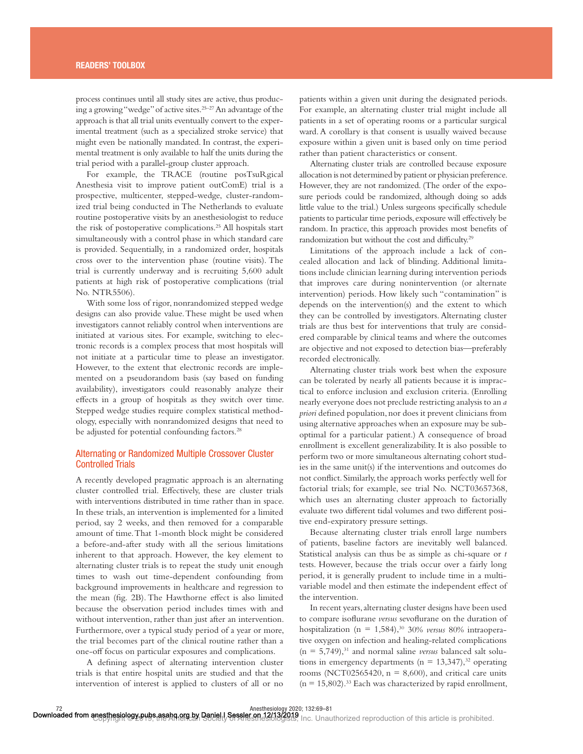process continues until all study sites are active, thus producing a growing "wedge" of active sites.[25–27] An advantage of the approach is that all trial units eventually convert to the experimental treatment (such as a specialized stroke service) that might even be nationally mandated. In contrast, the experimental treatment is only available to half the units during the trial period with a parallel-group cluster approach.

For example, the TRACE (routine posTsuRgical Anesthesia visit to improve patient outComE) trial is a prospective, multicenter, stepped-wedge, cluster-randomized trial being conducted in The Netherlands to evaluate routine postoperative visits by an anesthesiologist to reduce the risk of postoperative complications.[25] All hospitals start simultaneously with a control phase in which standard care is provided. Sequentially, in a randomized order, hospitals cross over to the intervention phase (routine visits). The trial is currently underway and is recruiting 5,600 adult patients at high risk of postoperative complications (trial No. NTR5506).

With some loss of rigor, nonrandomized stepped wedge designs can also provide value. These might be used when investigators cannot reliably control when interventions are initiated at various sites. For example, switching to electronic records is a complex process that most hospitals will not initiate at a particular time to please an investigator. However, to the extent that electronic records are implemented on a pseudorandom basis (say based on funding availability), investigators could reasonably analyze their effects in a group of hospitals as they switch over time. Stepped wedge studies require complex statistical methodology, especially with nonrandomized designs that need to be adjusted for potential confounding factors.[28]

## Alternating or Randomized Multiple Crossover Cluster Controlled Trials

A recently developed pragmatic approach is an alternating cluster controlled trial. Effectively, these are cluster trials with interventions distributed in time rather than in space. In these trials, an intervention is implemented for a limited period, say 2 weeks, and then removed for a comparable amount of time. That 1-month block might be considered a before-and-after study with all the serious limitations inherent to that approach. However, the key element to alternating cluster trials is to repeat the study unit enough times to wash out time-dependent confounding from background improvements in healthcare and regression to the mean (fig. 2B). The Hawthorne effect is also limited because the observation period includes times with and without intervention, rather than just after an intervention. Furthermore, over a typical study period of a year or more, the trial becomes part of the clinical routine rather than a one-off focus on particular exposures and complications.

A defining aspect of alternating intervention cluster trials is that entire hospital units are studied and that the intervention of interest is applied to clusters of all or no patients within a given unit during the designated periods. For example, an alternating cluster trial might include all patients in a set of operating rooms or a particular surgical ward. A corollary is that consent is usually waived because exposure within a given unit is based only on time period rather than patient characteristics or consent.

Alternating cluster trials are controlled because exposure allocation is not determined by patient or physician preference. However, they are not randomized. (The order of the exposure periods could be randomized, although doing so adds little value to the trial.) Unless surgeons specifically schedule patients to particular time periods, exposure will effectively be random. In practice, this approach provides most benefits of randomization but without the cost and difficulty.[29]

Limitations of the approach include a lack of concealed allocation and lack of blinding. Additional limitations include clinician learning during intervention periods that improves care during nonintervention (or alternate intervention) periods. How likely such "contamination" is depends on the intervention(s) and the extent to which they can be controlled by investigators. Alternating cluster trials are thus best for interventions that truly are considered comparable by clinical teams and where the outcomes are objective and not exposed to detection bias—preferably recorded electronically.

Alternating cluster trials work best when the exposure can be tolerated by nearly all patients because it is impractical to enforce inclusion and exclusion criteria. (Enrolling nearly everyone does not preclude restricting analysis to an *a priori* defined population, nor does it prevent clinicians from using alternative approaches when an exposure may be suboptimal for a particular patient.) A consequence of broad enrollment is excellent generalizability. It is also possible to perform two or more simultaneous alternating cohort studies in the same unit(s) if the interventions and outcomes do not conflict. Similarly, the approach works perfectly well for factorial trials; for example, see trial No. NCT03657368, which uses an alternating cluster approach to factorially evaluate two different tidal volumes and two different positive end-expiratory pressure settings.

Because alternating cluster trials enroll large numbers of patients, baseline factors are inevitably well balanced. Statistical analysis can thus be as simple as chi-square or *t* tests. However, because the trials occur over a fairly long period, it is generally prudent to include time in a multivariable model and then estimate the independent effect of the intervention.

In recent years, alternating cluster designs have been used to compare isoflurane *versus* sevoflurane on the duration of hospitalization (n = 1,584),[30] 30% *versus* 80% intraoperative oxygen on infection and healing-related complications (n = 5,749),[31] and normal saline *versus* balanced salt solutions in emergency departments (n = 13,347),[32] operating rooms (NCT02565420, n = 8,600), and critical care units (n = 15,802).[33] Each was characterized by rapid enrollment,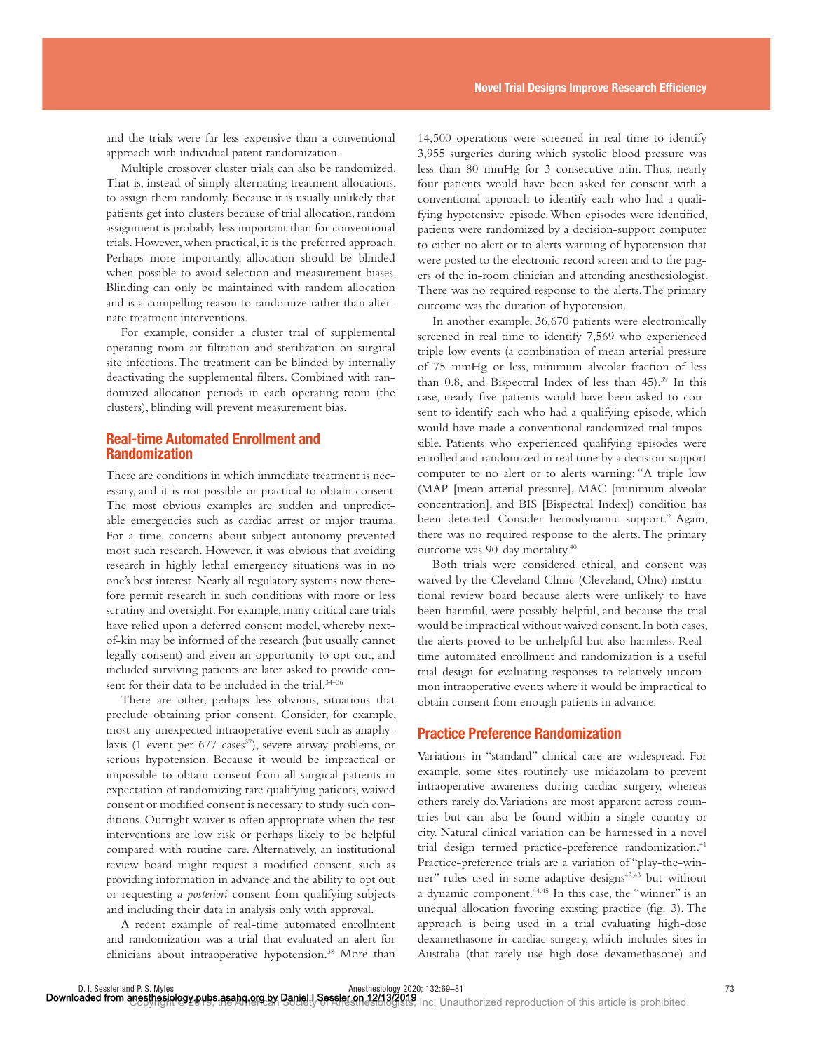and the trials were far less expensive than a conventional approach with individual patent randomization.

Multiple crossover cluster trials can also be randomized. That is, instead of simply alternating treatment allocations, to assign them randomly. Because it is usually unlikely that patients get into clusters because of trial allocation, random assignment is probably less important than for conventional trials. However, when practical, it is the preferred approach. Perhaps more importantly, allocation should be blinded when possible to avoid selection and measurement biases. Blinding can only be maintained with random allocation and is a compelling reason to randomize rather than alternate treatment interventions.

For example, consider a cluster trial of supplemental operating room air filtration and sterilization on surgical site infections. The treatment can be blinded by internally deactivating the supplemental filters. Combined with randomized allocation periods in each operating room (the clusters), blinding will prevent measurement bias.

## Real-time Automated Enrollment and Randomization

There are conditions in which immediate treatment is necessary, and it is not possible or practical to obtain consent. The most obvious examples are sudden and unpredictable emergencies such as cardiac arrest or major trauma. For a time, concerns about subject autonomy prevented most such research. However, it was obvious that avoiding research in highly lethal emergency situations was in no one's best interest. Nearly all regulatory systems now therefore permit research in such conditions with more or less scrutiny and oversight. For example, many critical care trials have relied upon a deferred consent model, whereby next-of-kin may be informed of the research (but usually cannot legally consent) and given an opportunity to opt-out, and included surviving patients are later asked to provide consent for their data to be included in the trial.[34–36]

There are other, perhaps less obvious, situations that preclude obtaining prior consent. Consider, for example, most any unexpected intraoperative event such as anaphylaxis (1 event per 677 cases[37]), severe airway problems, or serious hypotension. Because it would be impractical or impossible to obtain consent from all surgical patients in expectation of randomizing rare qualifying patients, waived consent or modified consent is necessary to study such conditions. Outright waiver is often appropriate when the test interventions are low risk or perhaps likely to be helpful compared with routine care. Alternatively, an institutional review board might request a modified consent, such as providing information in advance and the ability to opt out or requesting *a posteriori* consent from qualifying subjects and including their data in analysis only with approval.

A recent example of real-time automated enrollment and randomization was a trial that evaluated an alert for clinicians about intraoperative hypotension.[38] More than 14,500 operations were screened in real time to identify 3,955 surgeries during which systolic blood pressure was less than 80 mmHg for 3 consecutive min. Thus, nearly four patients would have been asked for consent with a conventional approach to identify each who had a qualifying hypotensive episode. When episodes were identified, patients were randomized by a decision-support computer to either no alert or to alerts warning of hypotension that were posted to the electronic record screen and to the pagers of the in-room clinician and attending anesthesiologist. There was no required response to the alerts. The primary outcome was the duration of hypotension.

In another example, 36,670 patients were electronically screened in real time to identify 7,569 who experienced triple low events (a combination of mean arterial pressure of 75 mmHg or less, minimum alveolar fraction of less than 0.8, and Bispectral Index of less than 45).[39] In this case, nearly five patients would have been asked to consent to identify each who had a qualifying episode, which would have made a conventional randomized trial impossible. Patients who experienced qualifying episodes were enrolled and randomized in real time by a decision-support computer to no alert or to alerts warning: "A triple low (MAP [mean arterial pressure], MAC [minimum alveolar concentration], and BIS [Bispectral Index]) condition has been detected. Consider hemodynamic support." Again, there was no required response to the alerts. The primary outcome was 90-day mortality.[40]

Both trials were considered ethical, and consent was waived by the Cleveland Clinic (Cleveland, Ohio) institutional review board because alerts were unlikely to have been harmful, were possibly helpful, and because the trial would be impractical without waived consent. In both cases, the alerts proved to be unhelpful but also harmless. Real-time automated enrollment and randomization is a useful trial design for evaluating responses to relatively uncommon intraoperative events where it would be impractical to obtain consent from enough patients in advance.

## Practice Preference Randomization

Variations in "standard" clinical care are widespread. For example, some sites routinely use midazolam to prevent intraoperative awareness during cardiac surgery, whereas others rarely do. Variations are most apparent across countries but can also be found within a single country or city. Natural clinical variation can be harnessed in a novel trial design termed practice-preference randomization.[41] Practice-preference trials are a variation of "play-the-winner" rules used in some adaptive designs[42,43] but without a dynamic component.[44,45] In this case, the "winner" is an unequal allocation favoring existing practice (fig. 3). The approach is being used in a trial evaluating high-dose dexamethasone in cardiac surgery, which includes sites in Australia (that rarely use high-dose dexamethasone) and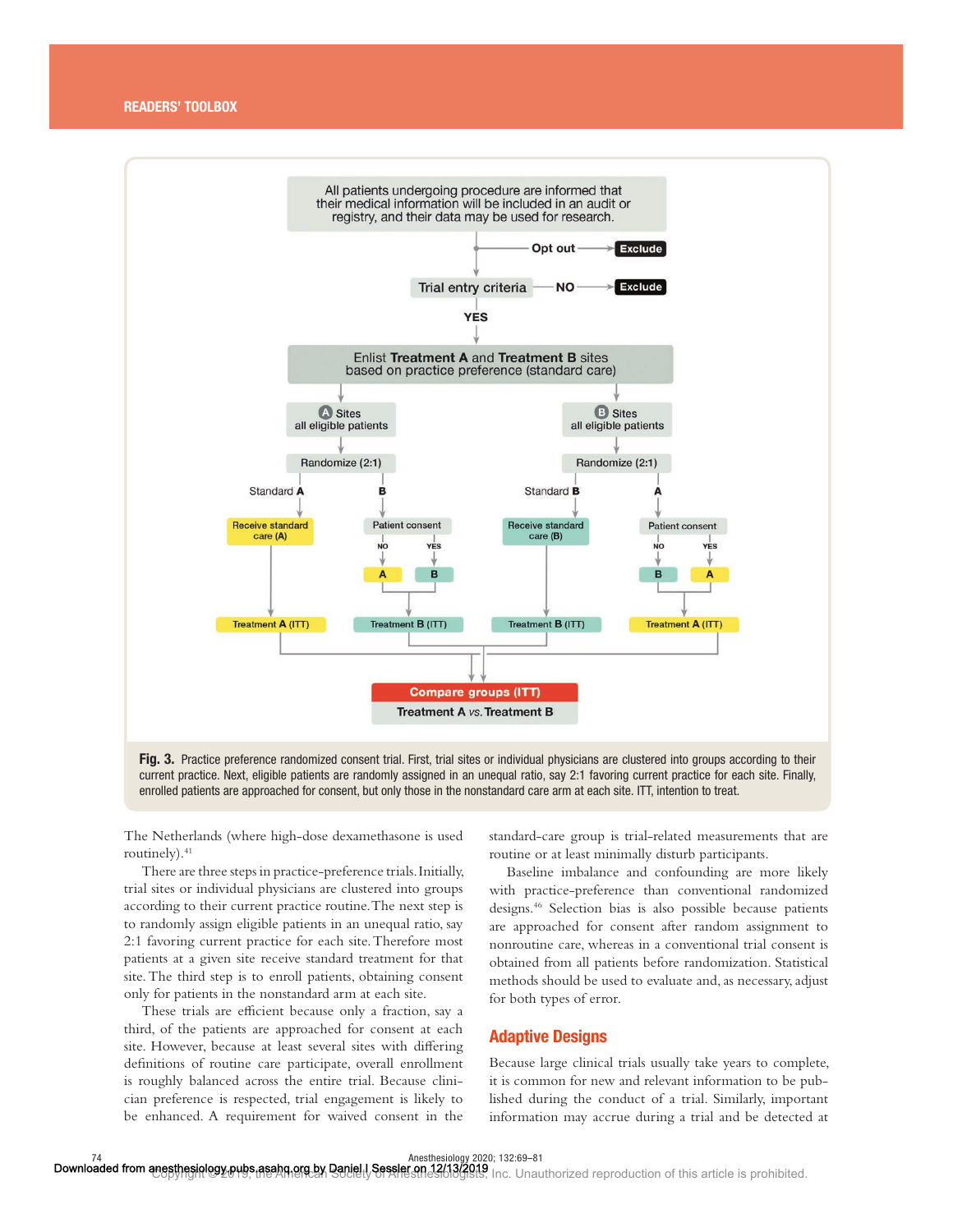**Fig. 3.** Practice preference randomized consent trial. First, trial sites or individual physicians are clustered into groups according to their current practice. Next, eligible patients are randomly assigned in an unequal ratio, say 2:1 favoring current practice for each site. Finally, enrolled patients are approached for consent, but only those in the nonstandard care arm at each site. ITT, intention to treat.

The Netherlands (where high-dose dexamethasone is used routinely).[41]

There are three steps in practice-preference trials. Initially, trial sites or individual physicians are clustered into groups according to their current practice routine. The next step is to randomly assign eligible patients in an unequal ratio, say 2:1 favoring current practice for each site. Therefore most patients at a given site receive standard treatment for that site. The third step is to enroll patients, obtaining consent only for patients in the nonstandard arm at each site.

These trials are efficient because only a fraction, say a third, of the patients are approached for consent at each site. However, because at least several sites with differing definitions of routine care participate, overall enrollment is roughly balanced across the entire trial. Because clinician preference is respected, trial engagement is likely to be enhanced. A requirement for waived consent in the standard-care group is trial-related measurements that are routine or at least minimally disturb participants.

Baseline imbalance and confounding are more likely with practice-preference than conventional randomized designs.[46] Selection bias is also possible because patients are approached for consent after random assignment to nonroutine care, whereas in a conventional trial consent is obtained from all patients before randomization. Statistical methods should be used to evaluate and, as necessary, adjust for both types of error.

## Adaptive Designs

Because large clinical trials usually take years to complete, it is common for new and relevant information to be published during the conduct of a trial. Similarly, important information may accrue during a trial and be detected at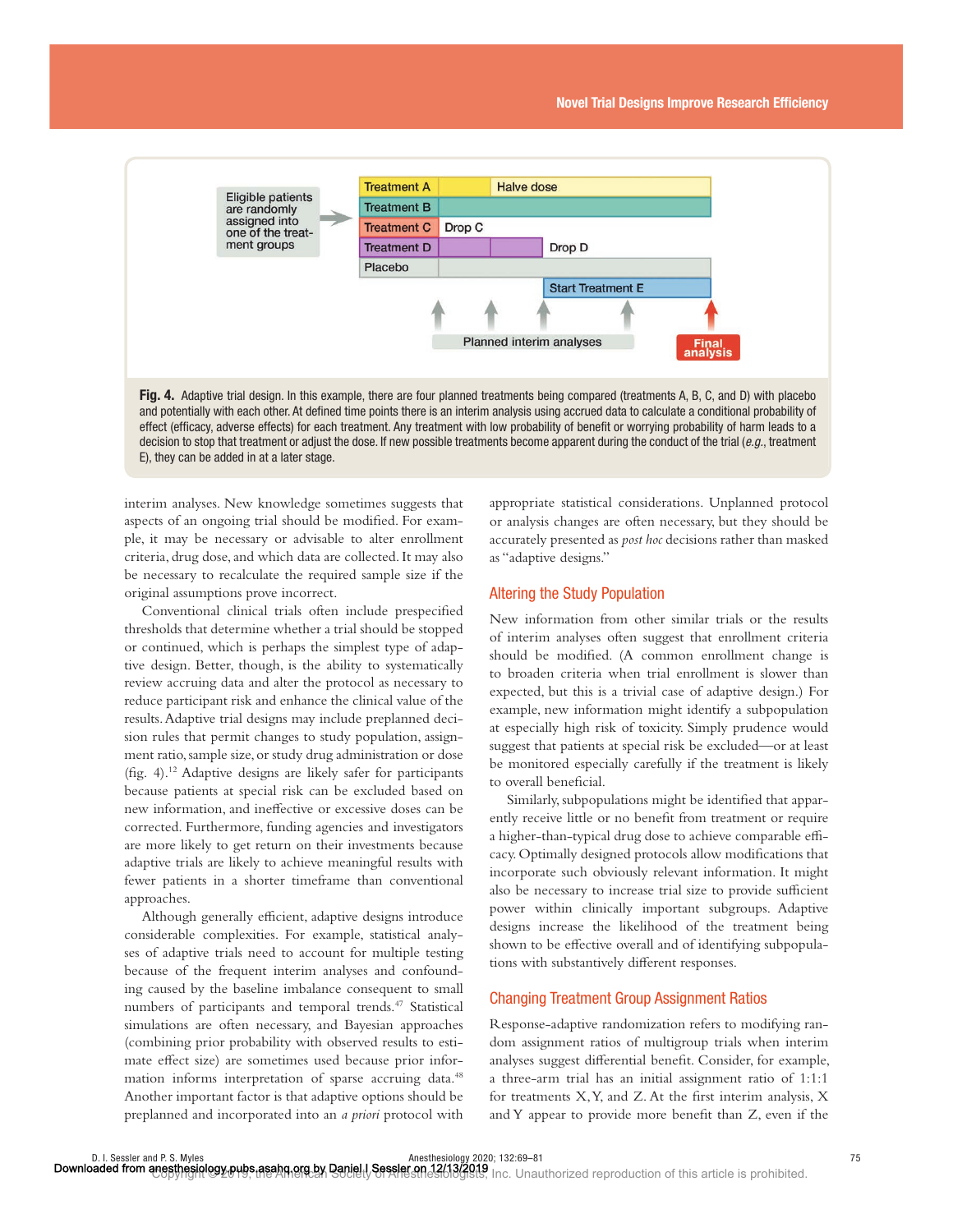Fig. 4. Adaptive trial design. In this example, there are four planned treatments being compared (treatments A, B, C, and D) with placebo and potentially with each other. At defined time points there is an interim analysis using accrued data to calculate a conditional probability of effect (efficacy, adverse effects) for each treatment. Any treatment with low probability of benefit or worrying probability of harm leads to a decision to stop that treatment or adjust the dose. If new possible treatments become apparent during the conduct of the trial (*e.g.*, treatment E), they can be added in at a later stage.

interim analyses. New knowledge sometimes suggests that aspects of an ongoing trial should be modified. For example, it may be necessary or advisable to alter enrollment criteria, drug dose, and which data are collected. It may also be necessary to recalculate the required sample size if the original assumptions prove incorrect.

Conventional clinical trials often include prespecified thresholds that determine whether a trial should be stopped or continued, which is perhaps the simplest type of adaptive design. Better, though, is the ability to systematically review accruing data and alter the protocol as necessary to reduce participant risk and enhance the clinical value of the results. Adaptive trial designs may include preplanned decision rules that permit changes to study population, assignment ratio, sample size, or study drug administration or dose (fig. 4).[12] Adaptive designs are likely safer for participants because patients at special risk can be excluded based on new information, and ineffective or excessive doses can be corrected. Furthermore, funding agencies and investigators are more likely to get return on their investments because adaptive trials are likely to achieve meaningful results with fewer patients in a shorter timeframe than conventional approaches.

Although generally efficient, adaptive designs introduce considerable complexities. For example, statistical analyses of adaptive trials need to account for multiple testing because of the frequent interim analyses and confounding caused by the baseline imbalance consequent to small numbers of participants and temporal trends.[47] Statistical simulations are often necessary, and Bayesian approaches (combining prior probability with observed results to estimate effect size) are sometimes used because prior information informs interpretation of sparse accruing data.[48] Another important factor is that adaptive options should be preplanned and incorporated into an *a priori* protocol with appropriate statistical considerations. Unplanned protocol or analysis changes are often necessary, but they should be accurately presented as *post hoc* decisions rather than masked as "adaptive designs."

## Altering the Study Population

New information from other similar trials or the results of interim analyses often suggest that enrollment criteria should be modified. (A common enrollment change is to broaden criteria when trial enrollment is slower than expected, but this is a trivial case of adaptive design.) For example, new information might identify a subpopulation at especially high risk of toxicity. Simply prudence would suggest that patients at special risk be excluded—or at least be monitored especially carefully if the treatment is likely to overall beneficial.

Similarly, subpopulations might be identified that apparently receive little or no benefit from treatment or require a higher-than-typical drug dose to achieve comparable efficacy. Optimally designed protocols allow modifications that incorporate such obviously relevant information. It might also be necessary to increase trial size to provide sufficient power within clinically important subgroups. Adaptive designs increase the likelihood of the treatment being shown to be effective overall and of identifying subpopulations with substantively different responses.

## Changing Treatment Group Assignment Ratios

Response-adaptive randomization refers to modifying random assignment ratios of multigroup trials when interim analyses suggest differential benefit. Consider, for example, a three-arm trial has an initial assignment ratio of 1:1:1 for treatments X, Y, and Z. At the first interim analysis, X and Y appear to provide more benefit than Z, even if the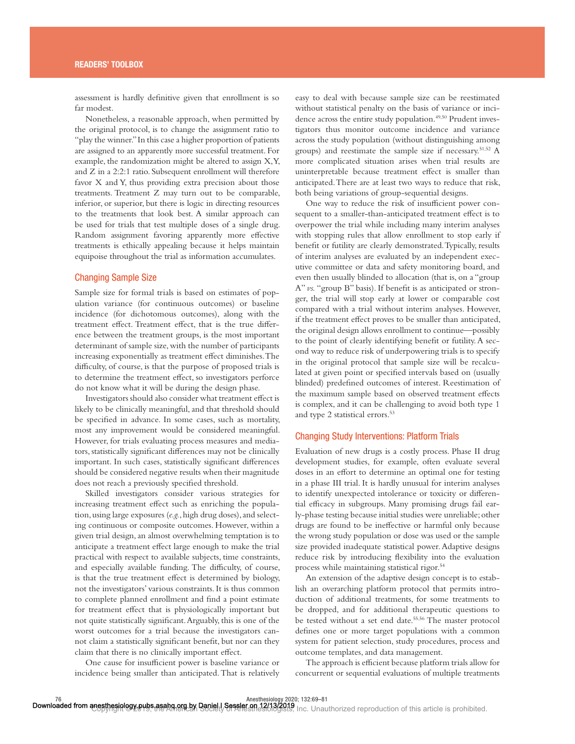assessment is hardly definitive given that enrollment is so far modest.

Nonetheless, a reasonable approach, when permitted by the original protocol, is to change the assignment ratio to "play the winner." In this case a higher proportion of patients are assigned to an apparently more successful treatment. For example, the randomization might be altered to assign X, Y, and Z in a 2:2:1 ratio. Subsequent enrollment will therefore favor X and Y, thus providing extra precision about those treatments. Treatment Z may turn out to be comparable, inferior, or superior, but there is logic in directing resources to the treatments that look best. A similar approach can be used for trials that test multiple doses of a single drug. Random assignment favoring apparently more effective treatments is ethically appealing because it helps maintain equipoise throughout the trial as information accumulates.

## Changing Sample Size

Sample size for formal trials is based on estimates of population variance (for continuous outcomes) or baseline incidence (for dichotomous outcomes), along with the treatment effect. Treatment effect, that is the true difference between the treatment groups, is the most important determinant of sample size, with the number of participants increasing exponentially as treatment effect diminishes. The difficulty, of course, is that the purpose of proposed trials is to determine the treatment effect, so investigators perforce do not know what it will be during the design phase.

Investigators should also consider what treatment effect is likely to be clinically meaningful, and that threshold should be specified in advance. In some cases, such as mortality, most any improvement would be considered meaningful. However, for trials evaluating process measures and mediators, statistically significant differences may not be clinically important. In such cases, statistically significant differences should be considered negative results when their magnitude does not reach a previously specified threshold.

Skilled investigators consider various strategies for increasing treatment effect such as enriching the population, using large exposures (*e.g.*, high drug doses), and selecting continuous or composite outcomes. However, within a given trial design, an almost overwhelming temptation is to anticipate a treatment effect large enough to make the trial practical with respect to available subjects, time constraints, and especially available funding. The difficulty, of course, is that the true treatment effect is determined by biology, not the investigators' various constraints. It is thus common to complete planned enrollment and find a point estimate for treatment effect that is physiologically important but not quite statistically significant. Arguably, this is one of the worst outcomes for a trial because the investigators cannot claim a statistically significant benefit, but nor can they claim that there is no clinically important effect.

One cause for insufficient power is baseline variance or incidence being smaller than anticipated. That is relatively easy to deal with because sample size can be reestimated without statistical penalty on the basis of variance or incidence across the entire study population.[49,50] Prudent investigators thus monitor outcome incidence and variance across the study population (without distinguishing among groups) and reestimate the sample size if necessary.[51,52] A more complicated situation arises when trial results are uninterpretable because treatment effect is smaller than anticipated. There are at least two ways to reduce that risk, both being variations of group-sequential designs.

One way to reduce the risk of insufficient power consequent to a smaller-than-anticipated treatment effect is to overpower the trial while including many interim analyses with stopping rules that allow enrollment to stop early if benefit or futility are clearly demonstrated. Typically, results of interim analyses are evaluated by an independent executive committee or data and safety monitoring board, and even then usually blinded to allocation (that is, on a "group A" *vs.* "group B" basis). If benefit is as anticipated or stronger, the trial will stop early at lower or comparable cost compared with a trial without interim analyses. However, if the treatment effect proves to be smaller than anticipated, the original design allows enrollment to continue—possibly to the point of clearly identifying benefit or futility. A second way to reduce risk of underpowering trials is to specify in the original protocol that sample size will be recalculated at given point or specified intervals based on (usually blinded) predefined outcomes of interest. Reestimation of the maximum sample based on observed treatment effects is complex, and it can be challenging to avoid both type 1 and type 2 statistical errors.[53]

## Changing Study Interventions: Platform Trials

Evaluation of new drugs is a costly process. Phase II drug development studies, for example, often evaluate several doses in an effort to determine an optimal one for testing in a phase III trial. It is hardly unusual for interim analyses to identify unexpected intolerance or toxicity or differential efficacy in subgroups. Many promising drugs fail early-phase testing because initial studies were unreliable; other drugs are found to be ineffective or harmful only because the wrong study population or dose was used or the sample size provided inadequate statistical power. Adaptive designs reduce risk by introducing flexibility into the evaluation process while maintaining statistical rigor.[54]

An extension of the adaptive design concept is to establish an overarching platform protocol that permits introduction of additional treatments, for some treatments to be dropped, and for additional therapeutic questions to be tested without a set end date.[55,56] The master protocol defines one or more target populations with a common system for patient selection, study procedures, process and outcome templates, and data management.

The approach is efficient because platform trials allow for concurrent or sequential evaluations of multiple treatments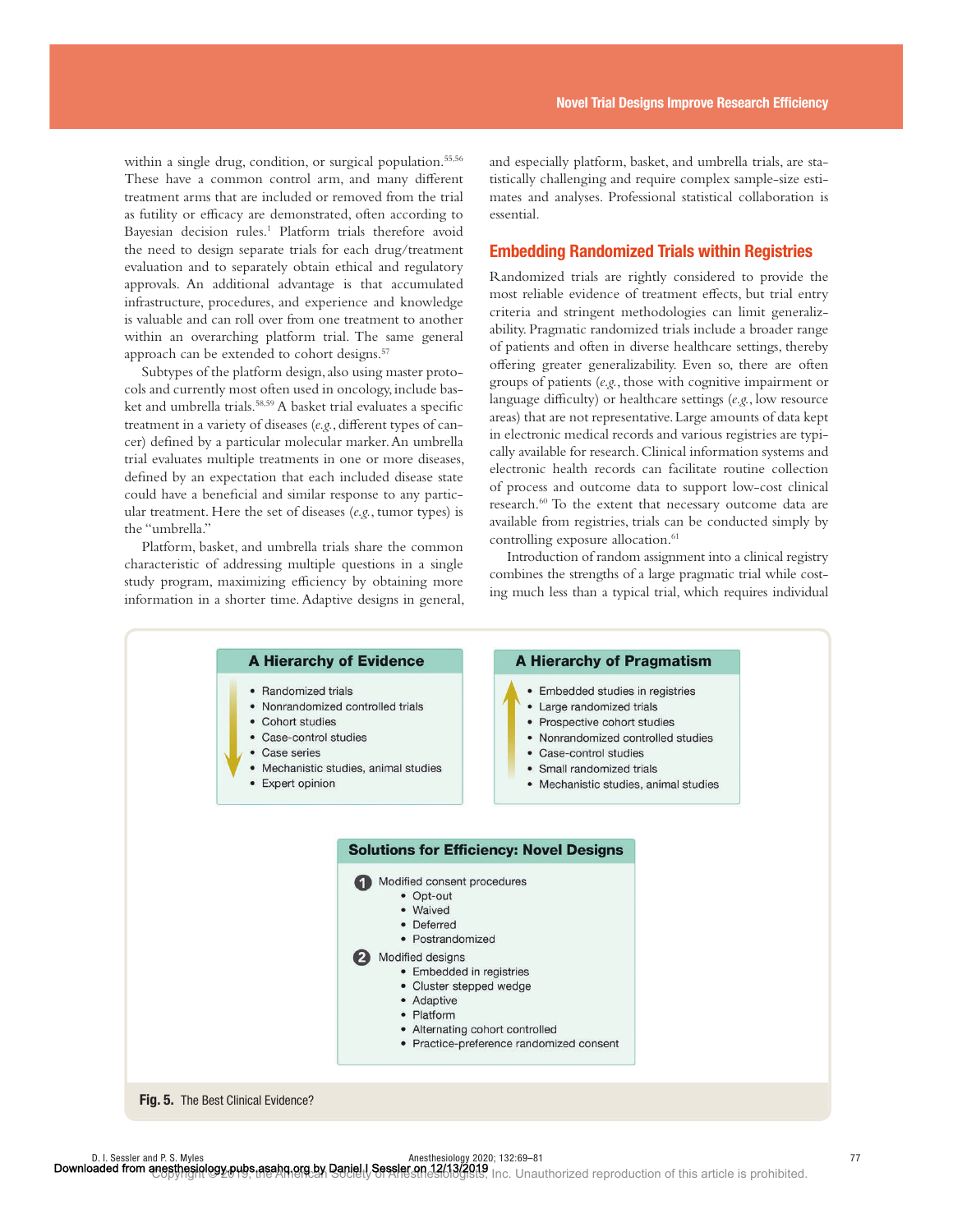within a single drug, condition, or surgical population.[55,56] These have a common control arm, and many different treatment arms that are included or removed from the trial as futility or efficacy are demonstrated, often according to Bayesian decision rules.[1] Platform trials therefore avoid the need to design separate trials for each drug/treatment evaluation and to separately obtain ethical and regulatory approvals. An additional advantage is that accumulated infrastructure, procedures, and experience and knowledge is valuable and can roll over from one treatment to another within an overarching platform trial. The same general approach can be extended to cohort designs.[57]

Subtypes of the platform design, also using master protocols and currently most often used in oncology, include basket and umbrella trials.[58,59] A basket trial evaluates a specific treatment in a variety of diseases (*e.g.*, different types of cancer) defined by a particular molecular marker. An umbrella trial evaluates multiple treatments in one or more diseases, defined by an expectation that each included disease state could have a beneficial and similar response to any particular treatment. Here the set of diseases (*e.g.*, tumor types) is the "umbrella."

Platform, basket, and umbrella trials share the common characteristic of addressing multiple questions in a single study program, maximizing efficiency by obtaining more information in a shorter time. Adaptive designs in general, and especially platform, basket, and umbrella trials, are statistically challenging and require complex sample-size estimates and analyses. Professional statistical collaboration is essential.

## Embedding Randomized Trials within Registries

Randomized trials are rightly considered to provide the most reliable evidence of treatment effects, but trial entry criteria and stringent methodologies can limit generalizability. Pragmatic randomized trials include a broader range of patients and often in diverse healthcare settings, thereby offering greater generalizability. Even so, there are often groups of patients (*e.g.*, those with cognitive impairment or language difficulty) or healthcare settings (*e.g.*, low resource areas) that are not representative. Large amounts of data kept in electronic medical records and various registries are typically available for research. Clinical information systems and electronic health records can facilitate routine collection of process and outcome data to support low-cost clinical research.[60] To the extent that necessary outcome data are available from registries, trials can be conducted simply by controlling exposure allocation.[61]

Introduction of random assignment into a clinical registry combines the strengths of a large pragmatic trial while costing much less than a typical trial, which requires individual

**A Hierarchy of Evidence**

- Randomized trials
- Nonrandomized controlled trials
- Cohort studies
- Case-control studies
- Case series
- Mechanistic studies, animal studies
- Expert opinion

**A Hierarchy of Pragmatism**

- Embedded studies in registries
- Large randomized trials
- Prospective cohort studies
- Nonrandomized controlled studies
- Case-control studies
- Small randomized trials
- Mechanistic studies, animal studies

**Solutions for Efficiency: Novel Designs**

1. Modified consent procedures
   - Opt-out
   - Waived
   - Deferred
   - Postrandomized
2. Modified designs
   - Embedded in registries
   - Cluster stepped wedge
   - Adaptive
   - Platform
   - Alternating cohort controlled
   - Practice-preference randomized consent

**Fig. 5.** The Best Clinical Evidence?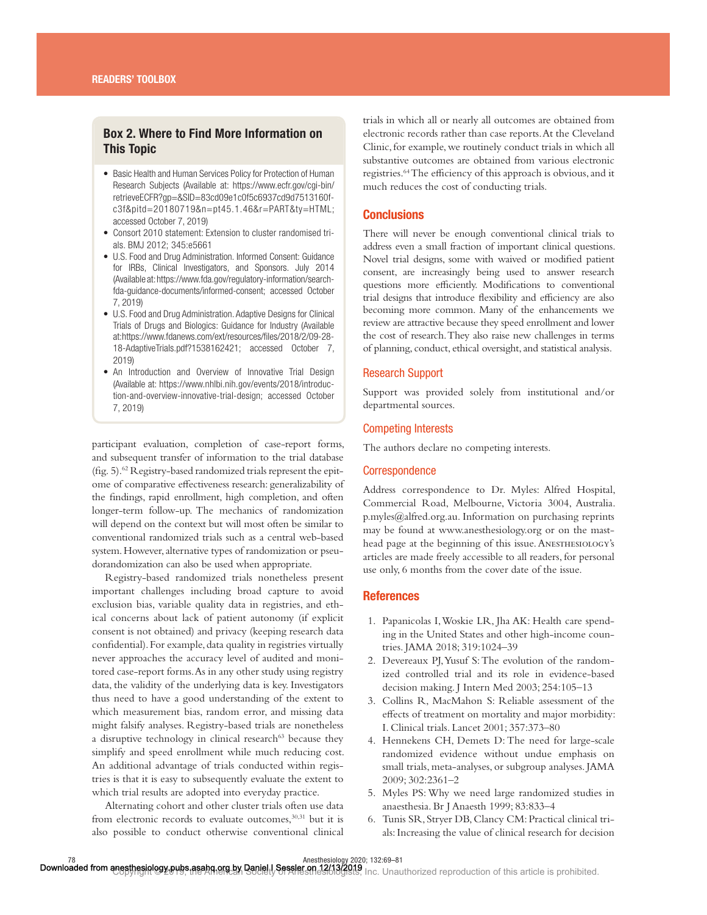### Box 2. Where to Find More Information on This Topic

- Basic Health and Human Services Policy for Protection of Human Research Subjects (Available at: https://www.ecfr.gov/cgi-bin/retrieveECFR?gp=&SID=83cd09e1c0f5c6937cd9d7513160fc3f&pitd=20180719&n=pt45.1.46&r=PART&ty=HTML; accessed October 7, 2019)
- Consort 2010 statement: Extension to cluster randomised trials. BMJ 2012; 345:e5661
- U.S. Food and Drug Administration. Informed Consent: Guidance for IRBs, Clinical Investigators, and Sponsors. July 2014 (Available at: https://www.fda.gov/regulatory-information/search-fda-guidance-documents/informed-consent; accessed October 7, 2019)
- U.S. Food and Drug Administration. Adaptive Designs for Clinical Trials of Drugs and Biologics: Guidance for Industry (Available at:https://www.fdanews.com/ext/resources/files/2018/2/09-28-18-AdaptiveTrials.pdf?1538162421; accessed October 7, 2019)
- An Introduction and Overview of Innovative Trial Design (Available at: https://www.nhlbi.nih.gov/events/2018/introduction-and-overview-innovative-trial-design; accessed October 7, 2019)

participant evaluation, completion of case-report forms, and subsequent transfer of information to the trial database (fig. 5).[62] Registry-based randomized trials represent the epitome of comparative effectiveness research: generalizability of the findings, rapid enrollment, high completion, and often longer-term follow-up. The mechanics of randomization will depend on the context but will most often be similar to conventional randomized trials such as a central web-based system. However, alternative types of randomization or pseudorandomization can also be used when appropriate.

Registry-based randomized trials nonetheless present important challenges including broad capture to avoid exclusion bias, variable quality data in registries, and ethical concerns about lack of patient autonomy (if explicit consent is not obtained) and privacy (keeping research data confidential). For example, data quality in registries virtually never approaches the accuracy level of audited and monitored case-report forms. As in any other study using registry data, the validity of the underlying data is key. Investigators thus need to have a good understanding of the extent to which measurement bias, random error, and missing data might falsify analyses. Registry-based trials are nonetheless a disruptive technology in clinical research[63] because they simplify and speed enrollment while much reducing cost. An additional advantage of trials conducted within registries is that it is easy to subsequently evaluate the extent to which trial results are adopted into everyday practice.

Alternating cohort and other cluster trials often use data from electronic records to evaluate outcomes,[30,31] but it is also possible to conduct otherwise conventional clinical trials in which all or nearly all outcomes are obtained from electronic records rather than case reports. At the Cleveland Clinic, for example, we routinely conduct trials in which all substantive outcomes are obtained from various electronic registries.[64] The efficiency of this approach is obvious, and it much reduces the cost of conducting trials.

## Conclusions

There will never be enough conventional clinical trials to address even a small fraction of important clinical questions. Novel trial designs, some with waived or modified patient consent, are increasingly being used to answer research questions more efficiently. Modifications to conventional trial designs that introduce flexibility and efficiency are also becoming more common. Many of the enhancements we review are attractive because they speed enrollment and lower the cost of research. They also raise new challenges in terms of planning, conduct, ethical oversight, and statistical analysis.

### Research Support

Support was provided solely from institutional and/or departmental sources.

### Competing Interests

The authors declare no competing interests.

### Correspondence

Address correspondence to Dr. Myles: Alfred Hospital, Commercial Road, Melbourne, Victoria 3004, Australia. p.myles@alfred.org.au. Information on purchasing reprints may be found at www.anesthesiology.org or on the masthead page at the beginning of this issue. Anesthesiology's articles are made freely accessible to all readers, for personal use only, 6 months from the cover date of the issue.

## References

1. Papanicolas I, Woskie LR, Jha AK: Health care spending in the United States and other high-income countries. JAMA 2018; 319:1024–39
2. Devereaux PJ, Yusuf S: The evolution of the randomized controlled trial and its role in evidence-based decision making. J Intern Med 2003; 254:105–13
3. Collins R, MacMahon S: Reliable assessment of the effects of treatment on mortality and major morbidity: I. Clinical trials. Lancet 2001; 357:373–80
4. Hennekens CH, Demets D: The need for large-scale randomized evidence without undue emphasis on small trials, meta-analyses, or subgroup analyses. JAMA 2009; 302:2361–2
5. Myles PS: Why we need large randomized studies in anaesthesia. Br J Anaesth 1999; 83:833–4
6. Tunis SR, Stryer DB, Clancy CM: Practical clinical trials: Increasing the value of clinical research for decision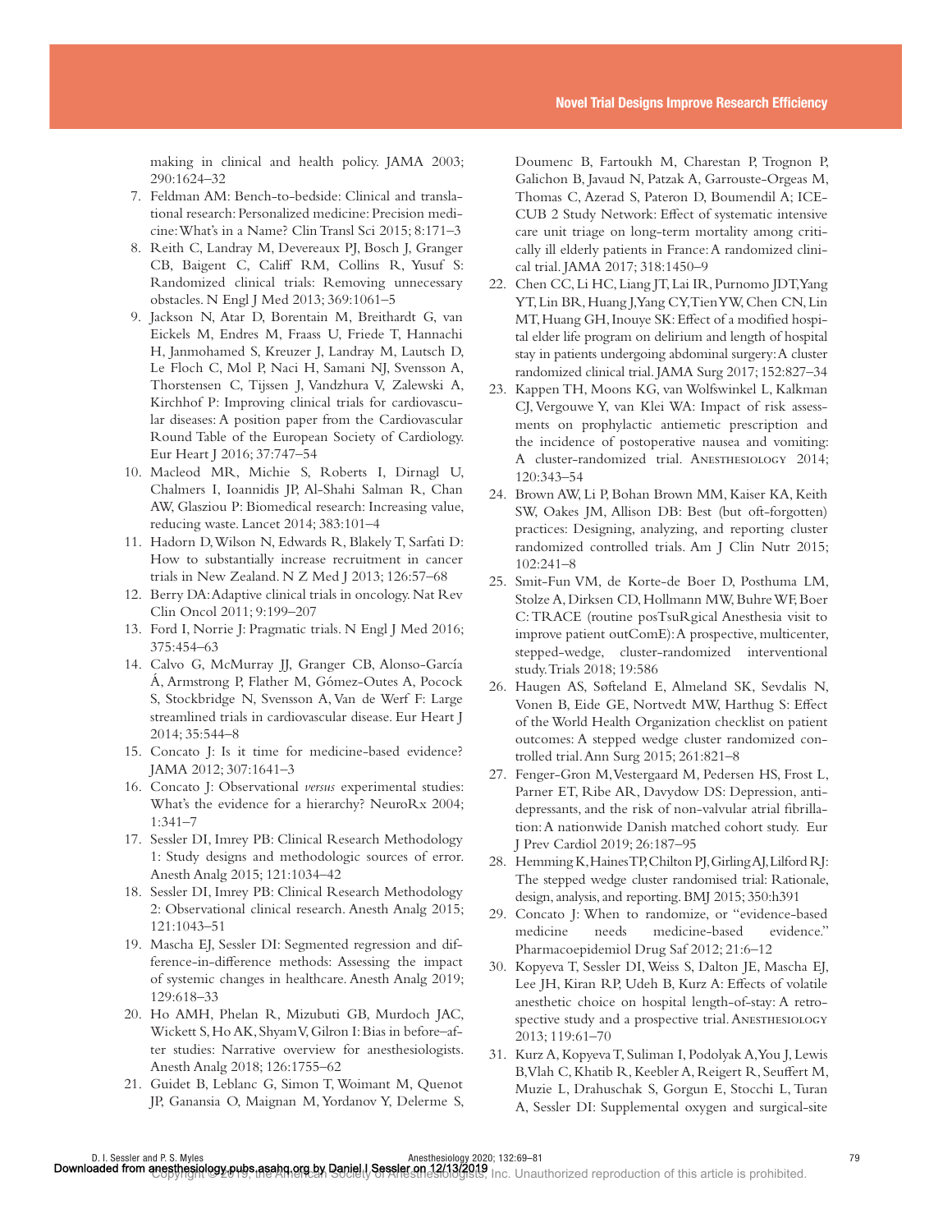making in clinical and health policy. JAMA 2003; 290:1624–32

7. Feldman AM: Bench-to-bedside: Clinical and translational research: Personalized medicine: Precision medicine: What's in a Name? Clin Transl Sci 2015; 8:171–3
8. Reith C, Landray M, Devereaux PJ, Bosch J, Granger CB, Baigent C, Califf RM, Collins R, Yusuf S: Randomized clinical trials: Removing unnecessary obstacles. N Engl J Med 2013; 369:1061–5
9. Jackson N, Atar D, Borentain M, Breithardt G, van Eickels M, Endres M, Fraass U, Friede T, Hannachi H, Janmohamed S, Kreuzer J, Landray M, Lautsch D, Le Floch C, Mol P, Naci H, Samani NJ, Svensson A, Thorstensen C, Tijssen J, Vandzhura V, Zalewski A, Kirchhof P: Improving clinical trials for cardiovascular diseases: A position paper from the Cardiovascular Round Table of the European Society of Cardiology. Eur Heart J 2016; 37:747–54
10. Macleod MR, Michie S, Roberts I, Dirnagl U, Chalmers I, Ioannidis JP, Al-Shahi Salman R, Chan AW, Glasziou P: Biomedical research: Increasing value, reducing waste. Lancet 2014; 383:101–4
11. Hadorn D, Wilson N, Edwards R, Blakely T, Sarfati D: How to substantially increase recruitment in cancer trials in New Zealand. N Z Med J 2013; 126:57–68
12. Berry DA: Adaptive clinical trials in oncology. Nat Rev Clin Oncol 2011; 9:199–207
13. Ford I, Norrie J: Pragmatic trials. N Engl J Med 2016; 375:454–63
14. Calvo G, McMurray JJ, Granger CB, Alonso-García Á, Armstrong P, Flather M, Gómez-Outes A, Pocock S, Stockbridge N, Svensson A, Van de Werf F: Large streamlined trials in cardiovascular disease. Eur Heart J 2014; 35:544–8
15. Concato J: Is it time for medicine-based evidence? JAMA 2012; 307:1641–3
16. Concato J: Observational *versus* experimental studies: What's the evidence for a hierarchy? NeuroRx 2004; 1:341–7
17. Sessler DI, Imrey PB: Clinical Research Methodology 1: Study designs and methodologic sources of error. Anesth Analg 2015; 121:1034–42
18. Sessler DI, Imrey PB: Clinical Research Methodology 2: Observational clinical research. Anesth Analg 2015; 121:1043–51
19. Mascha EJ, Sessler DI: Segmented regression and difference-in-difference methods: Assessing the impact of systemic changes in healthcare. Anesth Analg 2019; 129:618–33
20. Ho AMH, Phelan R, Mizubuti GB, Murdoch JAC, Wickett S, Ho AK, Shyam V, Gilron I: Bias in before–after studies: Narrative overview for anesthesiologists. Anesth Analg 2018; 126:1755–62
21. Guidet B, Leblanc G, Simon T, Woimant M, Quenot JP, Ganansia O, Maignan M, Yordanov Y, Delerme S, Doumenc B, Fartoukh M, Charestan P, Trognon P, Galichon B, Javaud N, Patzak A, Garrouste-Orgeas M, Thomas C, Azerad S, Pateron D, Boumendil A; ICE-CUB 2 Study Network: Effect of systematic intensive care unit triage on long-term mortality among critically ill elderly patients in France: A randomized clinical trial. JAMA 2017; 318:1450–9
22. Chen CC, Li HC, Liang JT, Lai IR, Purnomo JDT, Yang YT, Lin BR, Huang J, Yang CY, Tien YW, Chen CN, Lin MT, Huang GH, Inouye SK: Effect of a modified hospital elder life program on delirium and length of hospital stay in patients undergoing abdominal surgery: A cluster randomized clinical trial. JAMA Surg 2017; 152:827–34
23. Kappen TH, Moons KG, van Wolfswinkel L, Kalkman CJ, Vergouwe Y, van Klei WA: Impact of risk assessments on prophylactic antiemetic prescription and the incidence of postoperative nausea and vomiting: A cluster-randomized trial. Anesthesiology 2014; 120:343–54
24. Brown AW, Li P, Bohan Brown MM, Kaiser KA, Keith SW, Oakes JM, Allison DB: Best (but oft-forgotten) practices: Designing, analyzing, and reporting cluster randomized controlled trials. Am J Clin Nutr 2015; 102:241–8
25. Smit-Fun VM, de Korte-de Boer D, Posthuma LM, Stolze A, Dirksen CD, Hollmann MW, Buhre WF, Boer C: TRACE (routine posTsuRgical Anesthesia visit to improve patient outComE): A prospective, multicenter, stepped-wedge, cluster-randomized interventional study. Trials 2018; 19:586
26. Haugen AS, Søfteland E, Almeland SK, Sevdalis N, Vonen B, Eide GE, Nortvedt MW, Harthug S: Effect of the World Health Organization checklist on patient outcomes: A stepped wedge cluster randomized controlled trial. Ann Surg 2015; 261:821–8
27. Fenger-Gron M, Vestergaard M, Pedersen HS, Frost L, Parner ET, Ribe AR, Davydow DS: Depression, antidepressants, and the risk of non-valvular atrial fibrillation: A nationwide Danish matched cohort study. Eur J Prev Cardiol 2019; 26:187–95
28. Hemming K, Haines TP, Chilton PJ, Girling AJ, Lilford RJ: The stepped wedge cluster randomised trial: Rationale, design, analysis, and reporting. BMJ 2015; 350:h391
29. Concato J: When to randomize, or "evidence-based medicine needs medicine-based evidence." Pharmacoepidemiol Drug Saf 2012; 21:6–12
30. Kopyeva T, Sessler DI, Weiss S, Dalton JE, Mascha EJ, Lee JH, Kiran RP, Udeh B, Kurz A: Effects of volatile anesthetic choice on hospital length-of-stay: A retrospective study and a prospective trial. Anesthesiology 2013; 119:61–70
31. Kurz A, Kopyeva T, Suliman I, Podolyak A, You J, Lewis B, Vlah C, Khatib R, Keebler A, Reigert R, Seuffert M, Muzie L, Drahuschak S, Gorgun E, Stocchi L, Turan A, Sessler DI: Supplemental oxygen and surgical-site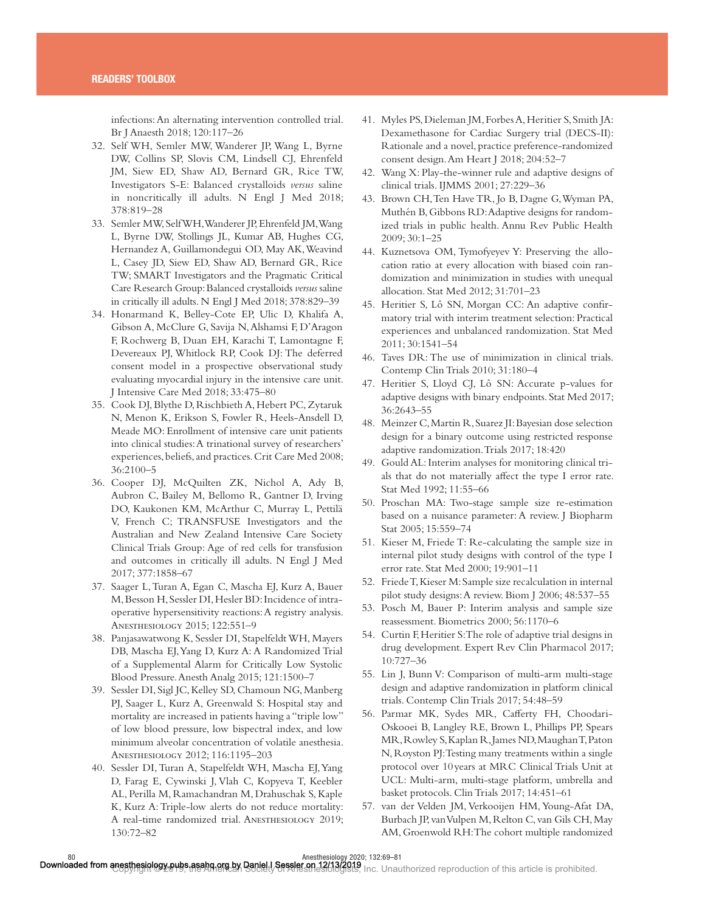infections: An alternating intervention controlled trial. Br J Anaesth 2018; 120:117–26

32. Self WH, Semler MW, Wanderer JP, Wang L, Byrne DW, Collins SP, Slovis CM, Lindsell CJ, Ehrenfeld JM, Siew ED, Shaw AD, Bernard GR, Rice TW, Investigators S-E: Balanced crystalloids *versus* saline in noncritically ill adults. N Engl J Med 2018; 378:819–28
33. Semler MW, Self WH, Wanderer JP, Ehrenfeld JM, Wang L, Byrne DW, Stollings JL, Kumar AB, Hughes CG, Hernandez A, Guillamondegui OD, May AK, Weavind L, Casey JD, Siew ED, Shaw AD, Bernard GR, Rice TW; SMART Investigators and the Pragmatic Critical Care Research Group: Balanced crystalloids *versus* saline in critically ill adults. N Engl J Med 2018; 378:829–39
34. Honarmand K, Belley-Cote EP, Ulic D, Khalifa A, Gibson A, McClure G, Savija N, Alshamsi F, D'Aragon F, Rochwerg B, Duan EH, Karachi T, Lamontagne F, Devereaux PJ, Whitlock RP, Cook DJ: The deferred consent model in a prospective observational study evaluating myocardial injury in the intensive care unit. J Intensive Care Med 2018; 33:475–80
35. Cook DJ, Blythe D, Rischbieth A, Hebert PC, Zytaruk N, Menon K, Erikson S, Fowler R, Heels-Ansdell D, Meade MO: Enrollment of intensive care unit patients into clinical studies: A trinational survey of researchers' experiences, beliefs, and practices. Crit Care Med 2008; 36:2100–5
36. Cooper DJ, McQuilten ZK, Nichol A, Ady B, Aubron C, Bailey M, Bellomo R, Gantner D, Irving DO, Kaukonen KM, McArthur C, Murray L, Pettilä V, French C; TRANSFUSE Investigators and the Australian and New Zealand Intensive Care Society Clinical Trials Group: Age of red cells for transfusion and outcomes in critically ill adults. N Engl J Med 2017; 377:1858–67
37. Saager L, Turan A, Egan C, Mascha EJ, Kurz A, Bauer M, Besson H, Sessler DI, Hesler BD: Incidence of intraoperative hypersensitivity reactions: A registry analysis. Anesthesiology 2015; 122:551–9
38. Panjasawatwong K, Sessler DI, Stapelfeldt WH, Mayers DB, Mascha EJ, Yang D, Kurz A: A Randomized Trial of a Supplemental Alarm for Critically Low Systolic Blood Pressure. Anesth Analg 2015; 121:1500–7
39. Sessler DI, Sigl JC, Kelley SD, Chamoun NG, Manberg PJ, Saager L, Kurz A, Greenwald S: Hospital stay and mortality are increased in patients having a "triple low" of low blood pressure, low bispectral index, and low minimum alveolar concentration of volatile anesthesia. Anesthesiology 2012; 116:1195–203
40. Sessler DI, Turan A, Stapelfeldt WH, Mascha EJ, Yang D, Farag E, Cywinski J, Vlah C, Kopyeva T, Keebler AL, Perilla M, Ramachandran M, Drahuschak S, Kaple K, Kurz A: Triple-low alerts do not reduce mortality: A real-time randomized trial. Anesthesiology 2019; 130:72–82
41. Myles PS, Dieleman JM, Forbes A, Heritier S, Smith JA: Dexamethasone for Cardiac Surgery trial (DECS-II): Rationale and a novel, practice preference-randomized consent design. Am Heart J 2018; 204:52–7
42. Wang X: Play-the-winner rule and adaptive designs of clinical trials. IJMMS 2001; 27:229–36
43. Brown CH, Ten Have TR, Jo B, Dagne G, Wyman PA, Muthén B, Gibbons RD: Adaptive designs for randomized trials in public health. Annu Rev Public Health 2009; 30:1–25
44. Kuznetsova OM, Tymofyeyev Y: Preserving the allocation ratio at every allocation with biased coin randomization and minimization in studies with unequal allocation. Stat Med 2012; 31:701–23
45. Heritier S, Lô SN, Morgan CC: An adaptive confirmatory trial with interim treatment selection: Practical experiences and unbalanced randomization. Stat Med 2011; 30:1541–54
46. Taves DR: The use of minimization in clinical trials. Contemp Clin Trials 2010; 31:180–4
47. Heritier S, Lloyd CJ, Lô SN: Accurate p-values for adaptive designs with binary endpoints. Stat Med 2017; 36:2643–55
48. Meinzer C, Martin R, Suarez JI: Bayesian dose selection design for a binary outcome using restricted response adaptive randomization. Trials 2017; 18:420
49. Gould AL: Interim analyses for monitoring clinical trials that do not materially affect the type I error rate. Stat Med 1992; 11:55–66
50. Proschan MA: Two-stage sample size re-estimation based on a nuisance parameter: A review. J Biopharm Stat 2005; 15:559–74
51. Kieser M, Friede T: Re-calculating the sample size in internal pilot study designs with control of the type I error rate. Stat Med 2000; 19:901–11
52. Friede T, Kieser M: Sample size recalculation in internal pilot study designs: A review. Biom J 2006; 48:537–55
53. Posch M, Bauer P: Interim analysis and sample size reassessment. Biometrics 2000; 56:1170–6
54. Curtin F, Heritier S: The role of adaptive trial designs in drug development. Expert Rev Clin Pharmacol 2017; 10:727–36
55. Lin J, Bunn V: Comparison of multi-arm multi-stage design and adaptive randomization in platform clinical trials. Contemp Clin Trials 2017; 54:48–59
56. Parmar MK, Sydes MR, Cafferty FH, Choodari-Oskooei B, Langley RE, Brown L, Phillips PP, Spears MR, Rowley S, Kaplan R, James ND, Maughan T, Paton N, Royston PJ: Testing many treatments within a single protocol over 10 years at MRC Clinical Trials Unit at UCL: Multi-arm, multi-stage platform, umbrella and basket protocols. Clin Trials 2017; 14:451–61
57. van der Velden JM, Verkooijen HM, Young-Afat DA, Burbach JP, van Vulpen M, Relton C, van Gils CH, May AM, Groenwold RH: The cohort multiple randomized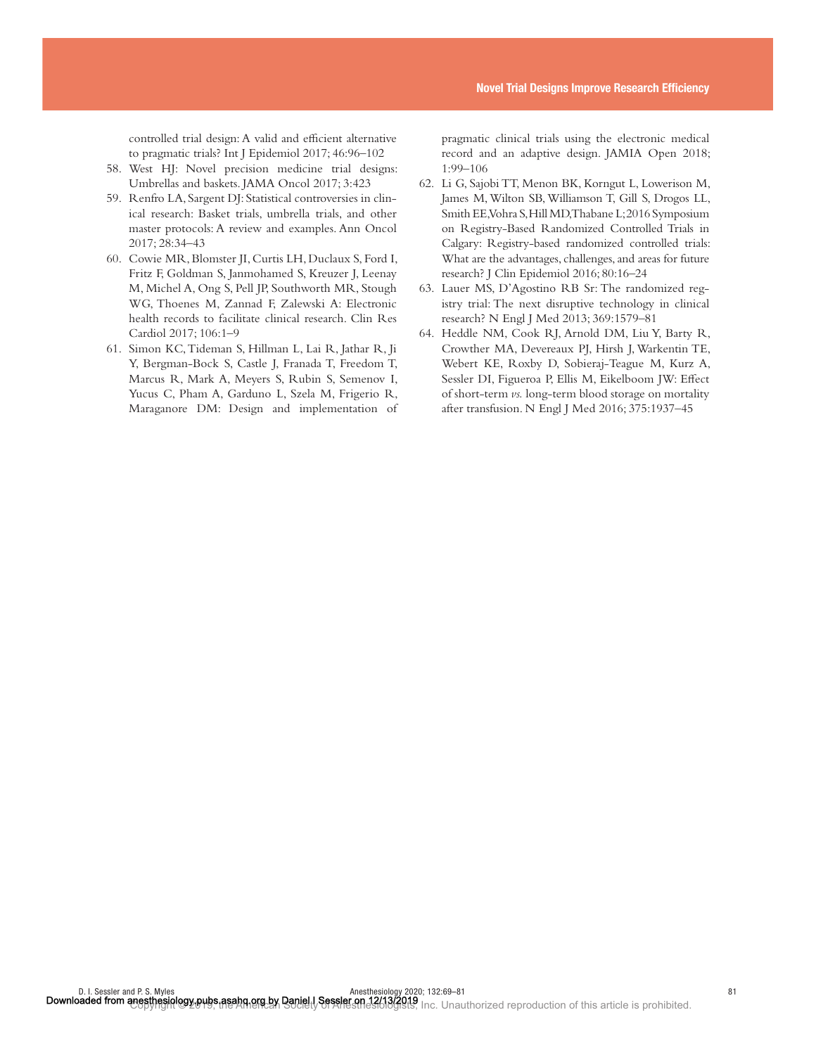controlled trial design: A valid and efficient alternative to pragmatic trials? Int J Epidemiol 2017; 46:96–102

58. West HJ: Novel precision medicine trial designs: Umbrellas and baskets. JAMA Oncol 2017; 3:423
59. Renfro LA, Sargent DJ: Statistical controversies in clinical research: Basket trials, umbrella trials, and other master protocols: A review and examples. Ann Oncol 2017; 28:34–43
60. Cowie MR, Blomster JI, Curtis LH, Duclaux S, Ford I, Fritz F, Goldman S, Janmohamed S, Kreuzer J, Leenay M, Michel A, Ong S, Pell JP, Southworth MR, Stough WG, Thoenes M, Zannad F, Zalewski A: Electronic health records to facilitate clinical research. Clin Res Cardiol 2017; 106:1–9
61. Simon KC, Tideman S, Hillman L, Lai R, Jathar R, Ji Y, Bergman-Bock S, Castle J, Franada T, Freedom T, Marcus R, Mark A, Meyers S, Rubin S, Semenov I, Yucus C, Pham A, Garduno L, Szela M, Frigerio R, Maraganore DM: Design and implementation of pragmatic clinical trials using the electronic medical record and an adaptive design. JAMIA Open 2018; 1:99–106
62. Li G, Sajobi TT, Menon BK, Korngut L, Lowerison M, James M, Wilton SB, Williamson T, Gill S, Drogos LL, Smith EE, Vohra S, Hill MD, Thabane L; 2016 Symposium on Registry-Based Randomized Controlled Trials in Calgary: Registry-based randomized controlled trials: What are the advantages, challenges, and areas for future research? J Clin Epidemiol 2016; 80:16–24
63. Lauer MS, D'Agostino RB Sr: The randomized registry trial: The next disruptive technology in clinical research? N Engl J Med 2013; 369:1579–81
64. Heddle NM, Cook RJ, Arnold DM, Liu Y, Barty R, Crowther MA, Devereaux PJ, Hirsh J, Warkentin TE, Webert KE, Roxby D, Sobieraj-Teague M, Kurz A, Sessler DI, Figueroa P, Ellis M, Eikelboom JW: Effect of short-term *vs.* long-term blood storage on mortality after transfusion. N Engl J Med 2016; 375:1937–45